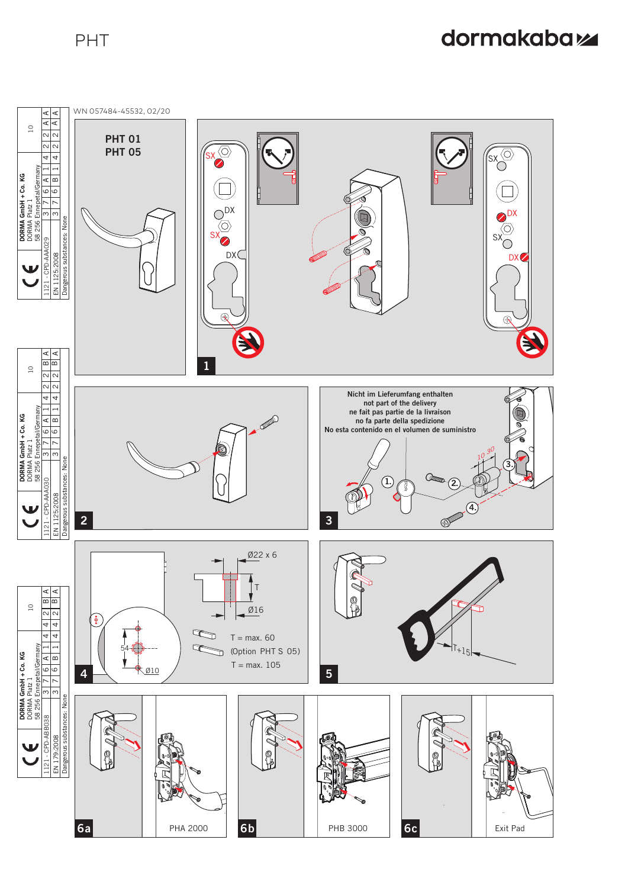# PHT

dormakaba

WN 057484-45532, 02/20

**PHT 01**
**PHT 05**

| CE | DORMA GmbH + Co. KG DORMA Platz 1 58 256 Ennepetal/Germany | 10 |
|---|---|---|
| 1121 - CPD-AAA029 | 3 7 6 A 1 4 | 2 A A |
| EN 1125:2008 | 3 7 6 B 1 4 | 2 A A |
| Dangerous substances: None | | |

| CE | DORMA GmbH + Co. KG DORMA Platz 1 58 256 Ennepetal/Germany | 10 |
|---|---|---|
| 1121 - CPD-AAA030 | 3 7 6 A 1 4 | 2 B A |
| EN 1125:2008 | 3 7 6 B 1 4 | 2 B A |
| Dangerous substances: None | | |

| CE | DORMA GmbH + Co. KG DORMA Platz 1 58 256 Ennepetal/Germany | 10 |
|---|---|---|
| 1121 - CPD-ABB038 | 3 7 6 A 1 4 | 4 2 B A |
| EN 179:2008 | 3 7 6 B 1 4 | 4 2 B A |
| Dangerous substances: None | | |

**1**

SX, DX, SX, DX, SX, DX, SX, DX

**2**

**3**

**Nicht im Lieferumfang enthalten**
**not part of the delivery**
**ne fait pas partie de la livraison**
**no fa parte della spedizione**
**No esta contenido en el volumen de suministro**

1. 2. 3. 4.

10 30

**4**

Ø22 x 6

T

Ø16

54

Ø10

T = max. 60

(Option PHT S 05)

T = max. 105

**5**

T+15

**6a** PHA 2000

**6b** PHB 3000

**6c** Exit Pad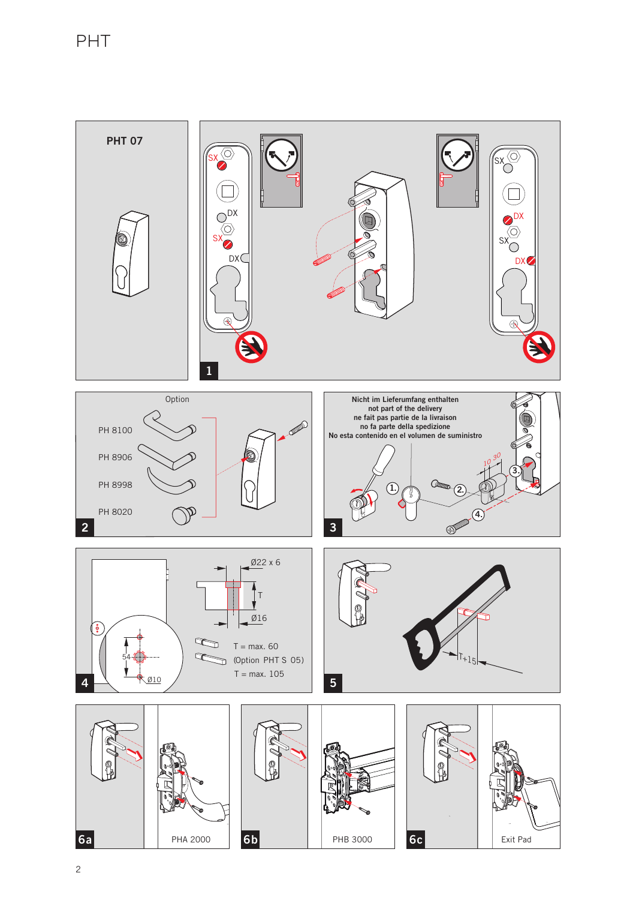# PHT

**PHT 07**

SX DX SX DX

SX DX SX DX

1

Option

PH 8100

PH 8906

PH 8998

PH 8020

2

**Nicht im Lieferumfang enthalten**
**not part of the delivery**
**ne fait pas partie de la livraison**
**no fa parte della spedizione**
**No esta contenido en el volumen de suministro**

1. 2. 3. 4.

10 30

3

Ø22 x 6

T

Ø16

54

Ø10

T = max. 60

(Option PHT S 05)

T = max. 105

4

T+15

5

6a PHA 2000

6b PHB 3000

6c Exit Pad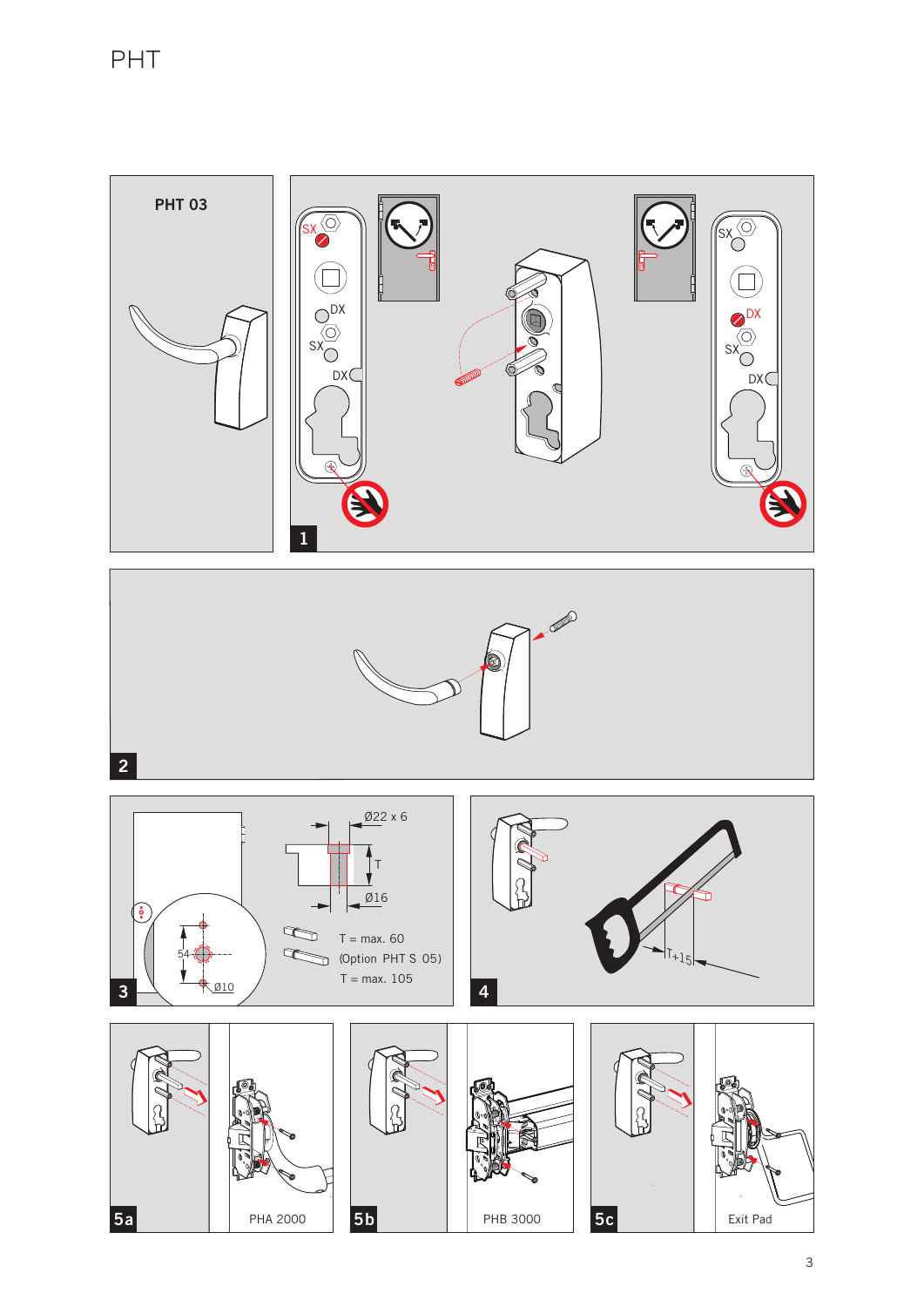# PHT

PHT 03

SX DX SX DX

SX DX SX DX

1

2

Ø22 x 6

T

Ø16

54

Ø10

T = max. 60

(Option PHT S 05)

T = max. 105

3

T+15

4

5a PHA 2000

5b PHB 3000

5c Exit Pad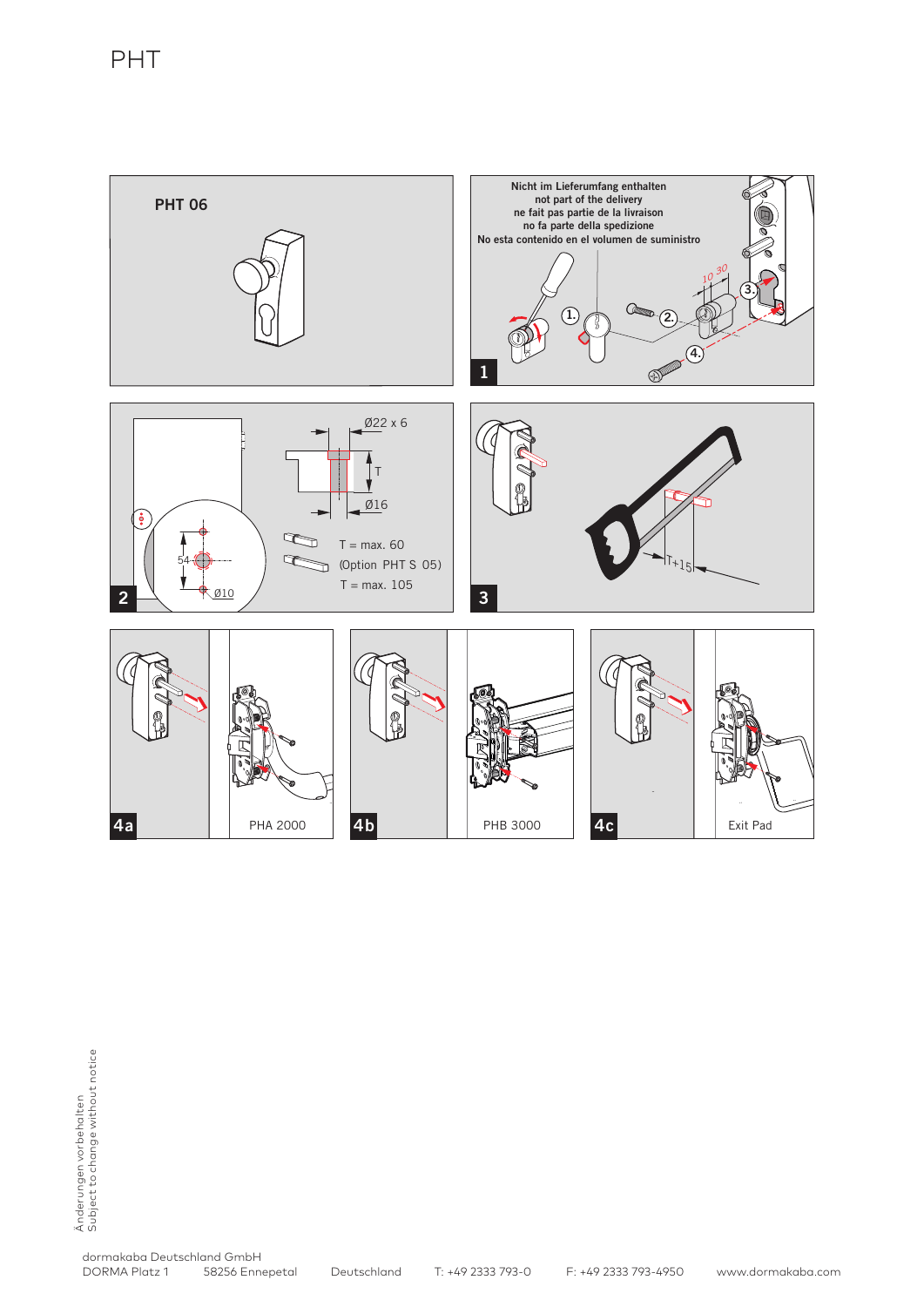# PHT

**PHT 06**

Nicht im Lieferumfang enthalten
not part of the delivery
ne fait pas partie de la livraison
no fa parte della spedizione
No esta contenido en el volumen de suministro

1. 2. 3. 4.

10 30

**1**

Ø22 x 6

T

Ø16

54

Ø10

T = max. 60

(Option PHT S 05)

T = max. 105

**2**

T+15

**3**

**4a** PHA 2000

**4b** PHB 3000

**4c** Exit Pad

Änderungen vorbehalten
Subject to change without notice

dormakaba Deutschland GmbH
DORMA Platz 1 58256 Ennepetal Deutschland T: +49 2333 793-0 F: +49 2333 793-4950 www.dormakaba.com